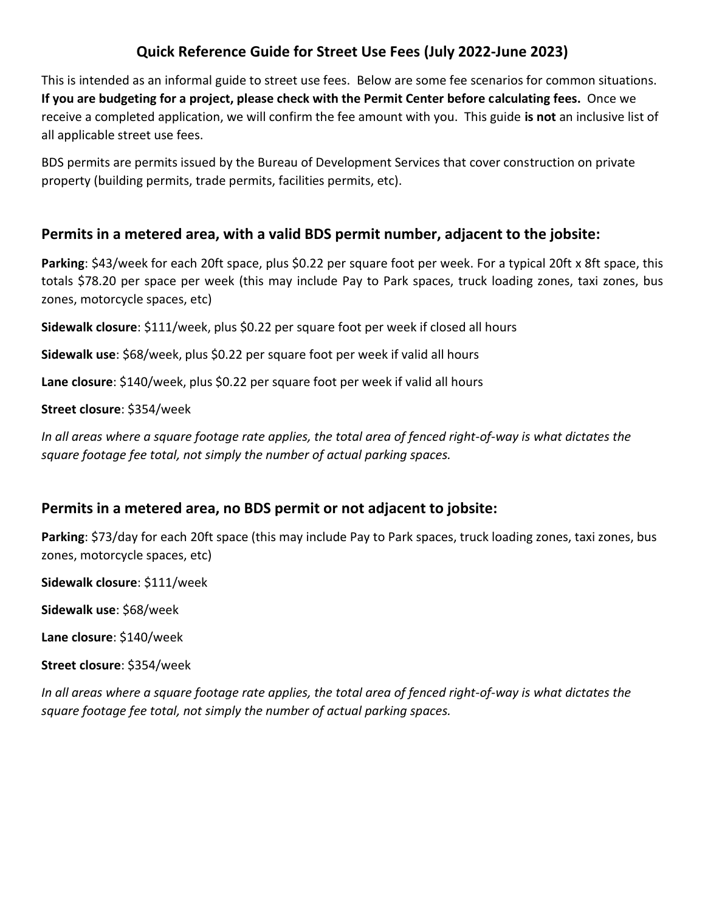# Quick Reference Guide for Street Use Fees (July 2022-June 2023)

This is intended as an informal guide to street use fees. Below are some fee scenarios for common situations. **If you are budgeting for a project, please check with the Permit Center before calculating fees.** Once we receive a completed application, we will confirm the fee amount with you. This guide **is not** an inclusive list of all applicable street use fees.

BDS permits are permits issued by the Bureau of Development Services that cover construction on private property (building permits, trade permits, facilities permits, etc).

## Permits in a metered area, with a valid BDS permit number, adjacent to the jobsite:

**Parking**: $43/week for each 20ft space, plus $0.22 per square foot per week. For a typical 20ft x 8ft space, this totals $78.20 per space per week (this may include Pay to Park spaces, truck loading zones, taxi zones, bus zones, motorcycle spaces, etc)

**Sidewalk closure**: $111/week, plus $0.22 per square foot per week if closed all hours

**Sidewalk use**: $68/week, plus $0.22 per square foot per week if valid all hours

**Lane closure**: $140/week, plus $0.22 per square foot per week if valid all hours

**Street closure**: $354/week

*In all areas where a square footage rate applies, the total area of fenced right-of-way is what dictates the square footage fee total, not simply the number of actual parking spaces.*

## Permits in a metered area, no BDS permit or not adjacent to jobsite:

**Parking**: $73/day for each 20ft space (this may include Pay to Park spaces, truck loading zones, taxi zones, bus zones, motorcycle spaces, etc)

**Sidewalk closure**: $111/week

**Sidewalk use**: $68/week

**Lane closure**: $140/week

**Street closure**: $354/week

*In all areas where a square footage rate applies, the total area of fenced right-of-way is what dictates the square footage fee total, not simply the number of actual parking spaces.*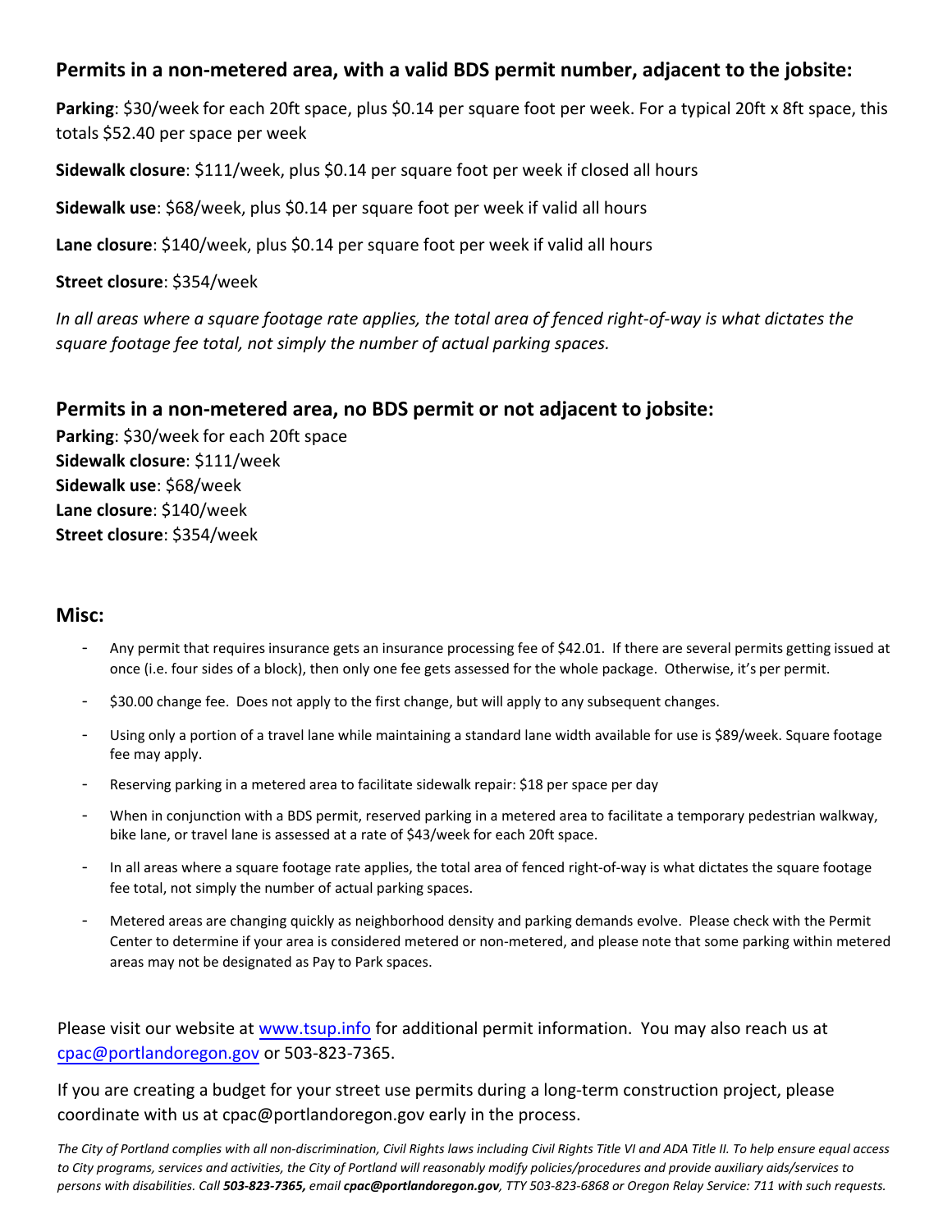## Permits in a non-metered area, with a valid BDS permit number, adjacent to the jobsite:

**Parking**: $30/week for each 20ft space, plus $0.14 per square foot per week. For a typical 20ft x 8ft space, this totals $52.40 per space per week

**Sidewalk closure**: $111/week, plus $0.14 per square foot per week if closed all hours

**Sidewalk use**: $68/week, plus $0.14 per square foot per week if valid all hours

**Lane closure**: $140/week, plus $0.14 per square foot per week if valid all hours

**Street closure**: $354/week

*In all areas where a square footage rate applies, the total area of fenced right-of-way is what dictates the square footage fee total, not simply the number of actual parking spaces.*

## Permits in a non-metered area, no BDS permit or not adjacent to jobsite:

**Parking**: $30/week for each 20ft space
**Sidewalk closure**: $111/week
**Sidewalk use**: $68/week
**Lane closure**: $140/week
**Street closure**: $354/week

## Misc:

- Any permit that requires insurance gets an insurance processing fee of $42.01. If there are several permits getting issued at once (i.e. four sides of a block), then only one fee gets assessed for the whole package. Otherwise, it's per permit.
- $30.00 change fee. Does not apply to the first change, but will apply to any subsequent changes.
- Using only a portion of a travel lane while maintaining a standard lane width available for use is $89/week. Square footage fee may apply.
- Reserving parking in a metered area to facilitate sidewalk repair: $18 per space per day
- When in conjunction with a BDS permit, reserved parking in a metered area to facilitate a temporary pedestrian walkway, bike lane, or travel lane is assessed at a rate of $43/week for each 20ft space.
- In all areas where a square footage rate applies, the total area of fenced right-of-way is what dictates the square footage fee total, not simply the number of actual parking spaces.
- Metered areas are changing quickly as neighborhood density and parking demands evolve. Please check with the Permit Center to determine if your area is considered metered or non-metered, and please note that some parking within metered areas may not be designated as Pay to Park spaces.

Please visit our website at [www.tsup.info](http://www.tsup.info) for additional permit information. You may also reach us at [cpac@portlandoregon.gov](mailto:cpac@portlandoregon.gov) or 503-823-7365.

If you are creating a budget for your street use permits during a long-term construction project, please coordinate with us at cpac@portlandoregon.gov early in the process.

*The City of Portland complies with all non-discrimination, Civil Rights laws including Civil Rights Title VI and ADA Title II. To help ensure equal access to City programs, services and activities, the City of Portland will reasonably modify policies/procedures and provide auxiliary aids/services to persons with disabilities. Call **503-823-7365,** email **cpac@portlandoregon.gov**, TTY 503-823-6868 or Oregon Relay Service: 711 with such requests.*